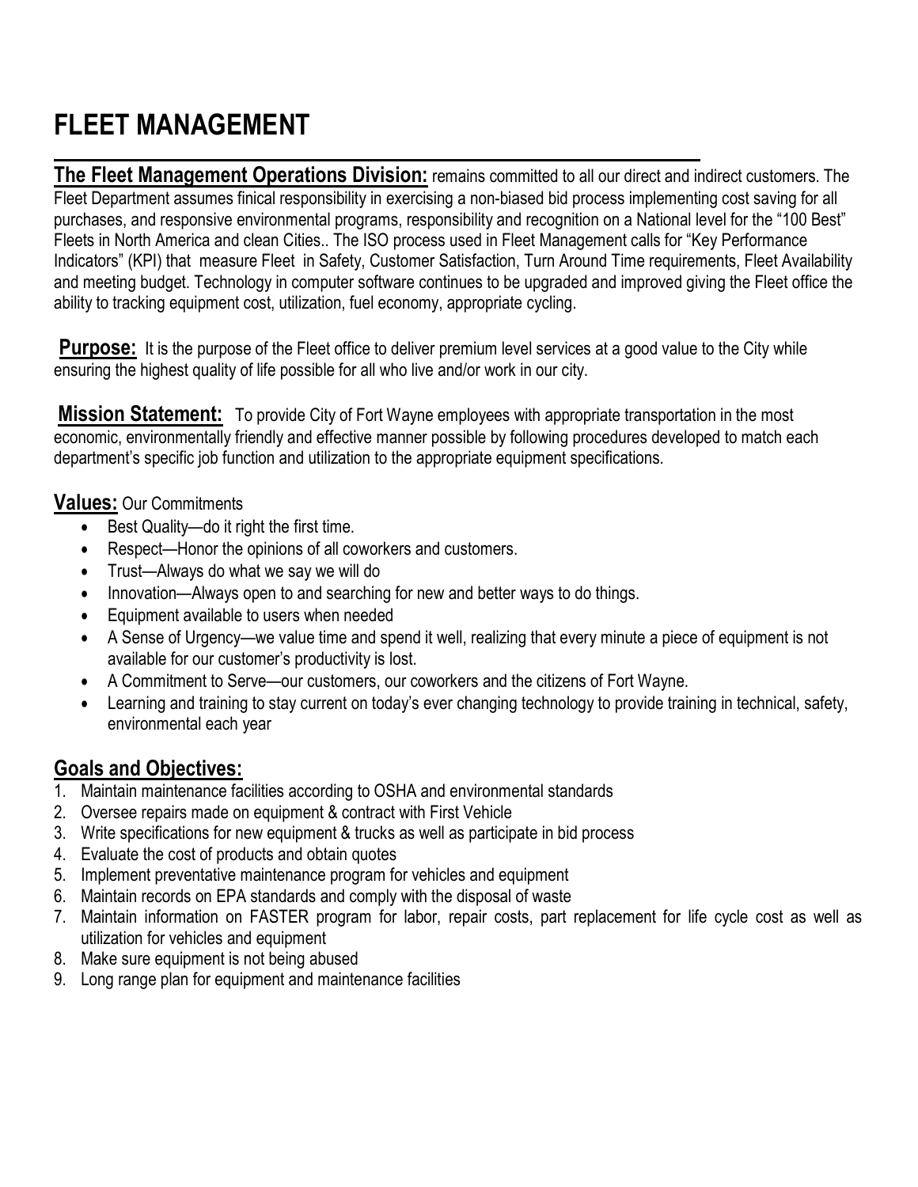# FLEET MANAGEMENT

**The Fleet Management Operations Division:** remains committed to all our direct and indirect customers. The Fleet Department assumes finical responsibility in exercising a non-biased bid process implementing cost saving for all purchases, and responsive environmental programs, responsibility and recognition on a National level for the "100 Best" Fleets in North America and clean Cities.. The ISO process used in Fleet Management calls for "Key Performance Indicators" (KPI) that measure Fleet in Safety, Customer Satisfaction, Turn Around Time requirements, Fleet Availability and meeting budget. Technology in computer software continues to be upgraded and improved giving the Fleet office the ability to tracking equipment cost, utilization, fuel economy, appropriate cycling.

**Purpose:** It is the purpose of the Fleet office to deliver premium level services at a good value to the City while ensuring the highest quality of life possible for all who live and/or work in our city.

**Mission Statement:** To provide City of Fort Wayne employees with appropriate transportation in the most economic, environmentally friendly and effective manner possible by following procedures developed to match each department's specific job function and utilization to the appropriate equipment specifications.

**Values:** Our Commitments

- Best Quality—do it right the first time.
- Respect—Honor the opinions of all coworkers and customers.
- Trust—Always do what we say we will do
- Innovation—Always open to and searching for new and better ways to do things.
- Equipment available to users when needed
- A Sense of Urgency—we value time and spend it well, realizing that every minute a piece of equipment is not available for our customer's productivity is lost.
- A Commitment to Serve—our customers, our coworkers and the citizens of Fort Wayne.
- Learning and training to stay current on today's ever changing technology to provide training in technical, safety, environmental each year

## Goals and Objectives:

1. Maintain maintenance facilities according to OSHA and environmental standards
2. Oversee repairs made on equipment & contract with First Vehicle
3. Write specifications for new equipment & trucks as well as participate in bid process
4. Evaluate the cost of products and obtain quotes
5. Implement preventative maintenance program for vehicles and equipment
6. Maintain records on EPA standards and comply with the disposal of waste
7. Maintain information on FASTER program for labor, repair costs, part replacement for life cycle cost as well as utilization for vehicles and equipment
8. Make sure equipment is not being abused
9. Long range plan for equipment and maintenance facilities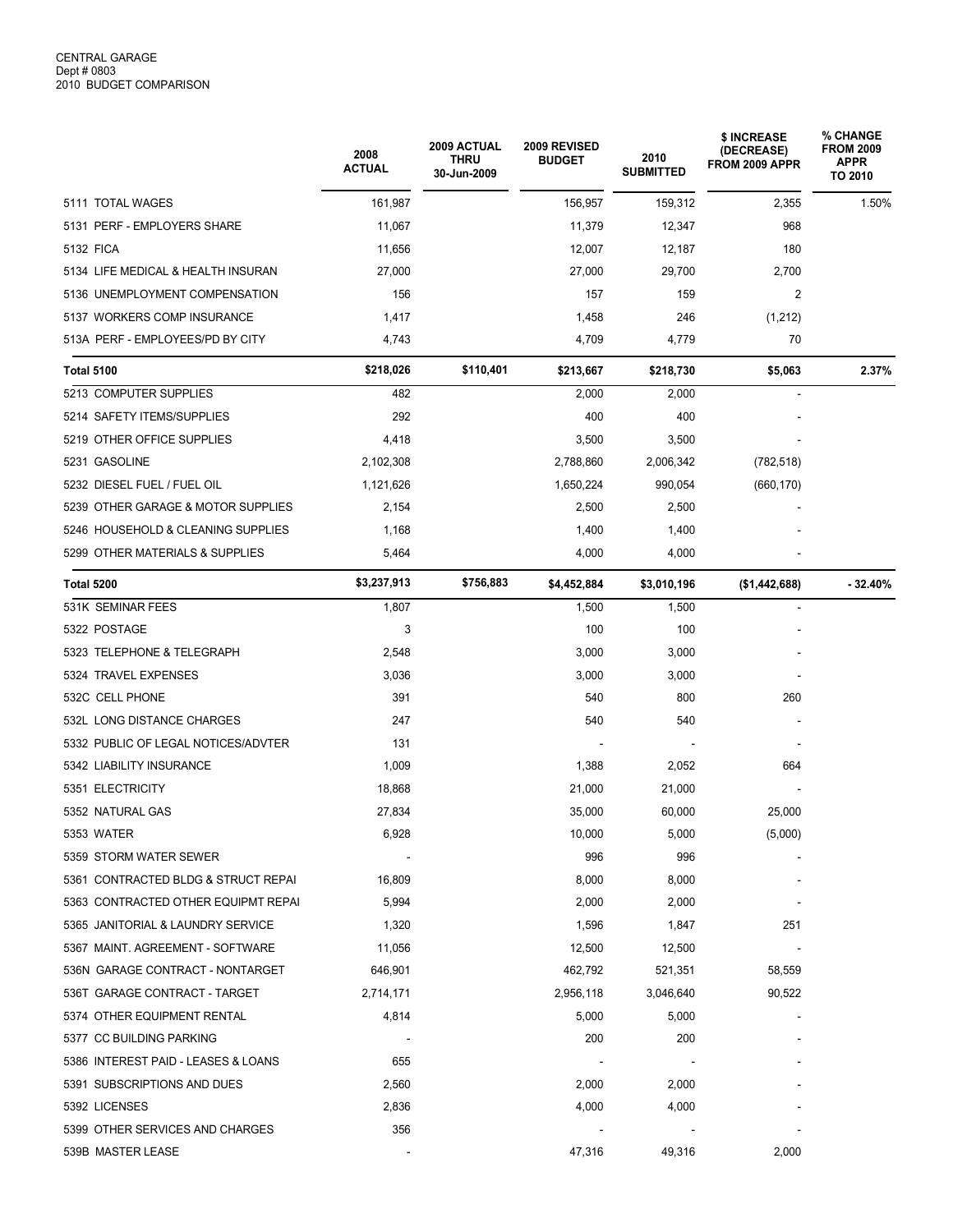CENTRAL GARAGE
Dept # 0803
2010 BUDGET COMPARISON

| | 2008 ACTUAL | 2009 ACTUAL THRU 30-Jun-2009 | 2009 REVISED BUDGET | 2010 SUBMITTED | $ INCREASE (DECREASE) FROM 2009 APPR | % CHANGE FROM 2009 APPR TO 2010 |
|---|---|---|---|---|---|---|
| 5111 TOTAL WAGES | 161,987 | | 156,957 | 159,312 | 2,355 | 1.50% |
| 5131 PERF - EMPLOYERS SHARE | 11,067 | | 11,379 | 12,347 | 968 | |
| 5132 FICA | 11,656 | | 12,007 | 12,187 | 180 | |
| 5134 LIFE MEDICAL & HEALTH INSURAN | 27,000 | | 27,000 | 29,700 | 2,700 | |
| 5136 UNEMPLOYMENT COMPENSATION | 156 | | 157 | 159 | 2 | |
| 5137 WORKERS COMP INSURANCE | 1,417 | | 1,458 | 246 | (1,212) | |
| 513A PERF - EMPLOYEES/PD BY CITY | 4,743 | | 4,709 | 4,779 | 70 | |
| **Total 5100** | **$218,026** | **$110,401** | **$213,667** | **$218,730** | **$5,063** | **2.37%** |
| 5213 COMPUTER SUPPLIES | 482 | | 2,000 | 2,000 | - | |
| 5214 SAFETY ITEMS/SUPPLIES | 292 | | 400 | 400 | - | |
| 5219 OTHER OFFICE SUPPLIES | 4,418 | | 3,500 | 3,500 | - | |
| 5231 GASOLINE | 2,102,308 | | 2,788,860 | 2,006,342 | (782,518) | |
| 5232 DIESEL FUEL / FUEL OIL | 1,121,626 | | 1,650,224 | 990,054 | (660,170) | |
| 5239 OTHER GARAGE & MOTOR SUPPLIES | 2,154 | | 2,500 | 2,500 | - | |
| 5246 HOUSEHOLD & CLEANING SUPPLIES | 1,168 | | 1,400 | 1,400 | - | |
| 5299 OTHER MATERIALS & SUPPLIES | 5,464 | | 4,000 | 4,000 | - | |
| **Total 5200** | **$3,237,913** | **$756,883** | **$4,452,884** | **$3,010,196** | **($1,442,688)** | **- 32.40%** |
| 531K SEMINAR FEES | 1,807 | | 1,500 | 1,500 | - | |
| 5322 POSTAGE | 3 | | 100 | 100 | - | |
| 5323 TELEPHONE & TELEGRAPH | 2,548 | | 3,000 | 3,000 | - | |
| 5324 TRAVEL EXPENSES | 3,036 | | 3,000 | 3,000 | - | |
| 532C CELL PHONE | 391 | | 540 | 800 | 260 | |
| 532L LONG DISTANCE CHARGES | 247 | | 540 | 540 | - | |
| 5332 PUBLIC OF LEGAL NOTICES/ADVTER | 131 | | - | - | - | |
| 5342 LIABILITY INSURANCE | 1,009 | | 1,388 | 2,052 | 664 | |
| 5351 ELECTRICITY | 18,868 | | 21,000 | 21,000 | - | |
| 5352 NATURAL GAS | 27,834 | | 35,000 | 60,000 | 25,000 | |
| 5353 WATER | 6,928 | | 10,000 | 5,000 | (5,000) | |
| 5359 STORM WATER SEWER | - | | 996 | 996 | - | |
| 5361 CONTRACTED BLDG & STRUCT REPAI | 16,809 | | 8,000 | 8,000 | - | |
| 5363 CONTRACTED OTHER EQUIPMT REPAI | 5,994 | | 2,000 | 2,000 | - | |
| 5365 JANITORIAL & LAUNDRY SERVICE | 1,320 | | 1,596 | 1,847 | 251 | |
| 5367 MAINT. AGREEMENT - SOFTWARE | 11,056 | | 12,500 | 12,500 | - | |
| 536N GARAGE CONTRACT - NONTARGET | 646,901 | | 462,792 | 521,351 | 58,559 | |
| 536T GARAGE CONTRACT - TARGET | 2,714,171 | | 2,956,118 | 3,046,640 | 90,522 | |
| 5374 OTHER EQUIPMENT RENTAL | 4,814 | | 5,000 | 5,000 | - | |
| 5377 CC BUILDING PARKING | - | | 200 | 200 | - | |
| 5386 INTEREST PAID - LEASES & LOANS | 655 | | - | - | - | |
| 5391 SUBSCRIPTIONS AND DUES | 2,560 | | 2,000 | 2,000 | - | |
| 5392 LICENSES | 2,836 | | 4,000 | 4,000 | - | |
| 5399 OTHER SERVICES AND CHARGES | 356 | | - | - | - | |
| 539B MASTER LEASE | - | | 47,316 | 49,316 | 2,000 | |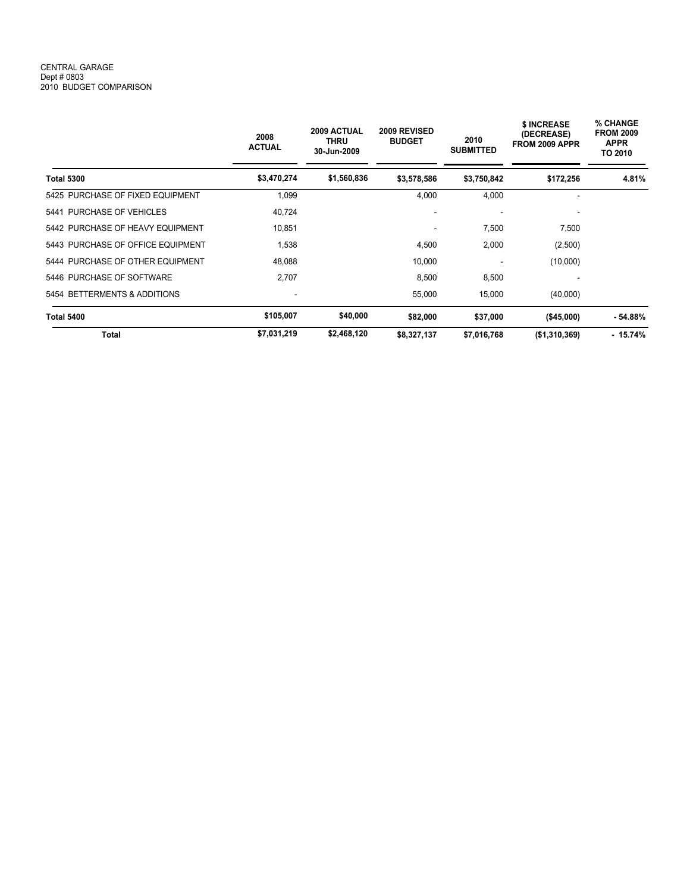CENTRAL GARAGE
Dept # 0803
2010 BUDGET COMPARISON

| | 2008 ACTUAL | 2009 ACTUAL THRU 30-Jun-2009 | 2009 REVISED BUDGET | 2010 SUBMITTED | $ INCREASE (DECREASE) FROM 2009 APPR | % CHANGE FROM 2009 APPR TO 2010 |
|---|---|---|---|---|---|---|
| **Total 5300** | **$3,470,274** | **$1,560,836** | **$3,578,586** | **$3,750,842** | **$172,256** | **4.81%** |
| 5425 PURCHASE OF FIXED EQUIPMENT | 1,099 | | 4,000 | 4,000 | - | |
| 5441 PURCHASE OF VEHICLES | 40,724 | | - | - | - | |
| 5442 PURCHASE OF HEAVY EQUIPMENT | 10,851 | | - | 7,500 | 7,500 | |
| 5443 PURCHASE OF OFFICE EQUIPMENT | 1,538 | | 4,500 | 2,000 | (2,500) | |
| 5444 PURCHASE OF OTHER EQUIPMENT | 48,088 | | 10,000 | - | (10,000) | |
| 5446 PURCHASE OF SOFTWARE | 2,707 | | 8,500 | 8,500 | - | |
| 5454 BETTERMENTS & ADDITIONS | - | | 55,000 | 15,000 | (40,000) | |
| **Total 5400** | **$105,007** | **$40,000** | **$82,000** | **$37,000** | **($45,000)** | **- 54.88%** |
| **Total** | **$7,031,219** | **$2,468,120** | **$8,327,137** | **$7,016,768** | **($1,310,369)** | **- 15.74%** |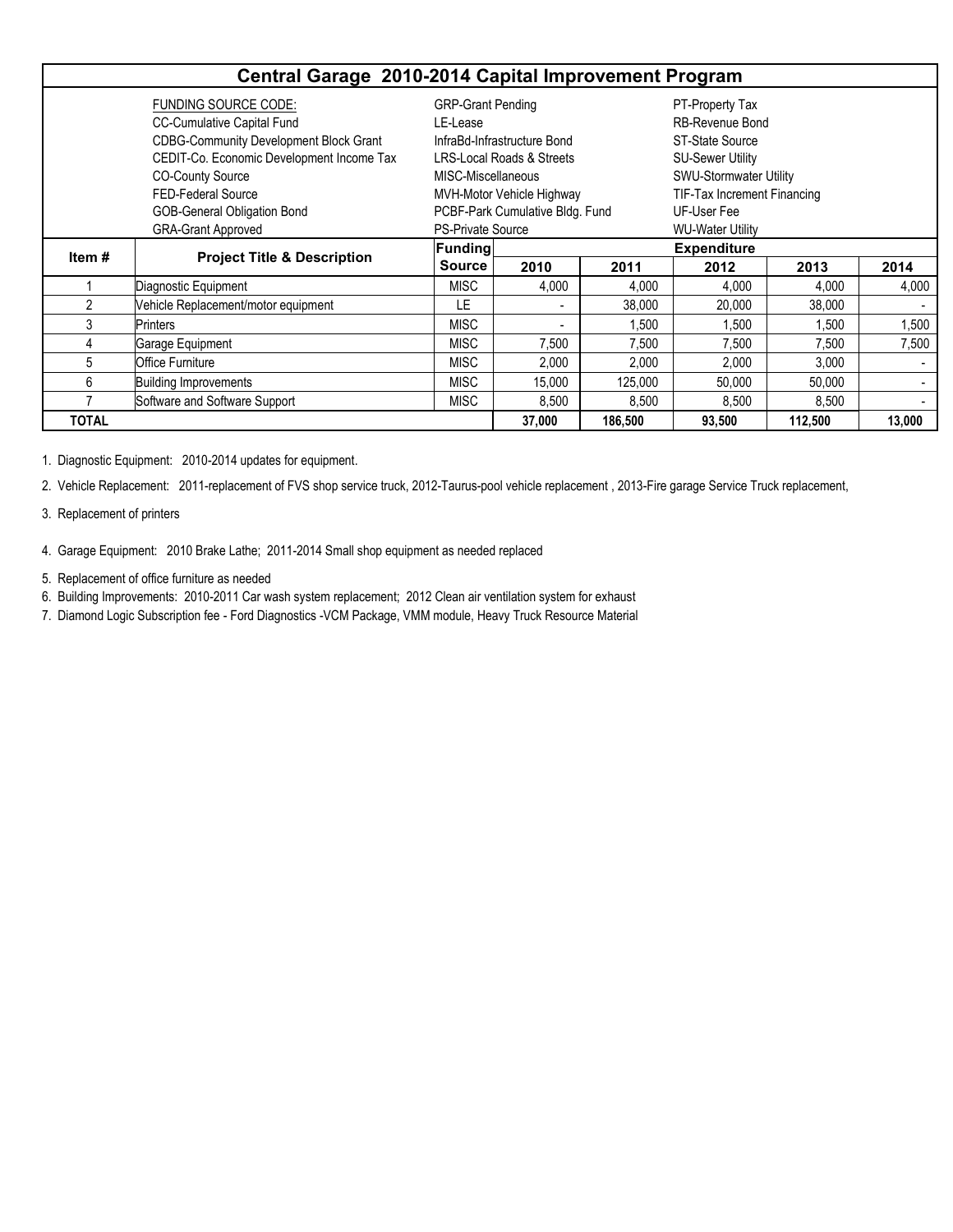# Central Garage 2010-2014 Capital Improvement Program

| FUNDING SOURCE CODE: | | |
|---|---|---|
| CC-Cumulative Capital Fund | GRP-Grant Pending | PT-Property Tax |
| CDBG-Community Development Block Grant | LE-Lease | RB-Revenue Bond |
| CEDIT-Co. Economic Development Income Tax | InfraBd-Infrastructure Bond | ST-State Source |
| CO-County Source | LRS-Local Roads & Streets | SU-Sewer Utility |
| FED-Federal Source | MISC-Miscellaneous | SWU-Stormwater Utility |
| GOB-General Obligation Bond | MVH-Motor Vehicle Highway | TIF-Tax Increment Financing |
| GRA-Grant Approved | PCBF-Park Cumulative Bldg. Fund | UF-User Fee |
| | PS-Private Source | WU-Water Utility |

| Item # | Project Title & Description | Funding Source | Expenditure | | | | |
|---|---|---|---|---|---|---|---|
| | | | 2010 | 2011 | 2012 | 2013 | 2014 |
| 1 | Diagnostic Equipment | MISC | 4,000 | 4,000 | 4,000 | 4,000 | 4,000 |
| 2 | Vehicle Replacement/motor equipment | LE | - | 38,000 | 20,000 | 38,000 | - |
| 3 | Printers | MISC | - | 1,500 | 1,500 | 1,500 | 1,500 |
| 4 | Garage Equipment | MISC | 7,500 | 7,500 | 7,500 | 7,500 | 7,500 |
| 5 | Office Furniture | MISC | 2,000 | 2,000 | 2,000 | 3,000 | - |
| 6 | Building Improvements | MISC | 15,000 | 125,000 | 50,000 | 50,000 | - |
| 7 | Software and Software Support | MISC | 8,500 | 8,500 | 8,500 | 8,500 | - |
| **TOTAL** | | | **37,000** | **186,500** | **93,500** | **112,500** | **13,000** |

1. Diagnostic Equipment: 2010-2014 updates for equipment.
2. Vehicle Replacement: 2011-replacement of FVS shop service truck, 2012-Taurus-pool vehicle replacement , 2013-Fire garage Service Truck replacement,
3. Replacement of printers
4. Garage Equipment: 2010 Brake Lathe; 2011-2014 Small shop equipment as needed replaced
5. Replacement of office furniture as needed
6. Building Improvements: 2010-2011 Car wash system replacement; 2012 Clean air ventilation system for exhaust
7. Diamond Logic Subscription fee - Ford Diagnostics -VCM Package, VMM module, Heavy Truck Resource Material